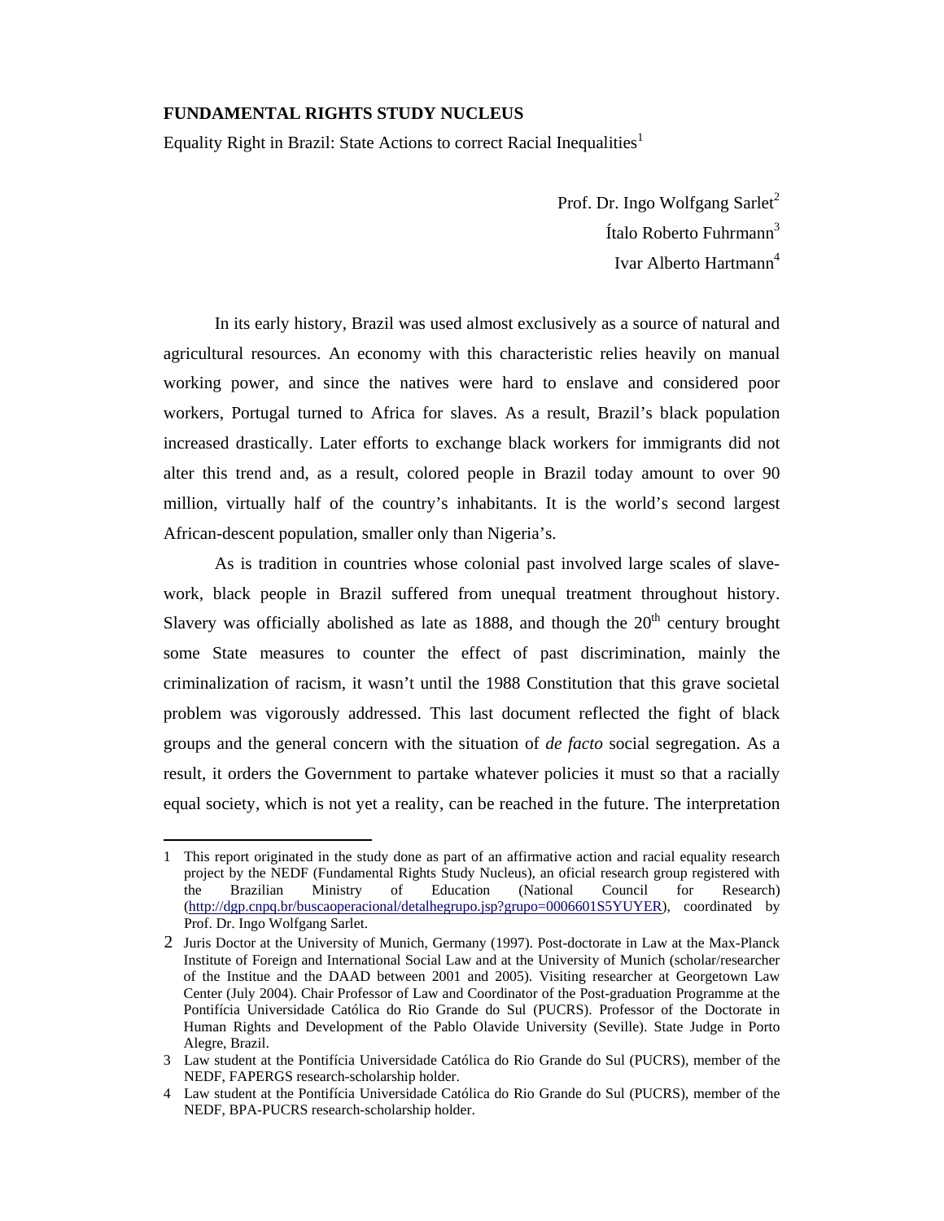**FUNDAMENTAL RIGHTS STUDY NUCLEUS**

Equality Right in Brazil: State Actions to correct Racial Inequalities[1]

Prof. Dr. Ingo Wolfgang Sarlet[2]
Ítalo Roberto Fuhrmann[3]
Ivar Alberto Hartmann[4]

In its early history, Brazil was used almost exclusively as a source of natural and agricultural resources. An economy with this characteristic relies heavily on manual working power, and since the natives were hard to enslave and considered poor workers, Portugal turned to Africa for slaves. As a result, Brazil's black population increased drastically. Later efforts to exchange black workers for immigrants did not alter this trend and, as a result, colored people in Brazil today amount to over 90 million, virtually half of the country's inhabitants. It is the world's second largest African-descent population, smaller only than Nigeria's.

As is tradition in countries whose colonial past involved large scales of slave-work, black people in Brazil suffered from unequal treatment throughout history. Slavery was officially abolished as late as 1888, and though the 20th century brought some State measures to counter the effect of past discrimination, mainly the criminalization of racism, it wasn't until the 1988 Constitution that this grave societal problem was vigorously addressed. This last document reflected the fight of black groups and the general concern with the situation of *de facto* social segregation. As a result, it orders the Government to partake whatever policies it must so that a racially equal society, which is not yet a reality, can be reached in the future. The interpretation

---

1 This report originated in the study done as part of an affirmative action and racial equality research project by the NEDF (Fundamental Rights Study Nucleus), an oficial research group registered with the Brazilian Ministry of Education (National Council for Research) (http://dgp.cnpq.br/buscaoperacional/detalhegrupo.jsp?grupo=0006601S5YUYER), coordinated by Prof. Dr. Ingo Wolfgang Sarlet.

2 Juris Doctor at the University of Munich, Germany (1997). Post-doctorate in Law at the Max-Planck Institute of Foreign and International Social Law and at the University of Munich (scholar/researcher of the Institue and the DAAD between 2001 and 2005). Visiting researcher at Georgetown Law Center (July 2004). Chair Professor of Law and Coordinator of the Post-graduation Programme at the Pontifícia Universidade Católica do Rio Grande do Sul (PUCRS). Professor of the Doctorate in Human Rights and Development of the Pablo Olavide University (Seville). State Judge in Porto Alegre, Brazil.

3 Law student at the Pontifícia Universidade Católica do Rio Grande do Sul (PUCRS), member of the NEDF, FAPERGS research-scholarship holder.

4 Law student at the Pontifícia Universidade Católica do Rio Grande do Sul (PUCRS), member of the NEDF, BPA-PUCRS research-scholarship holder.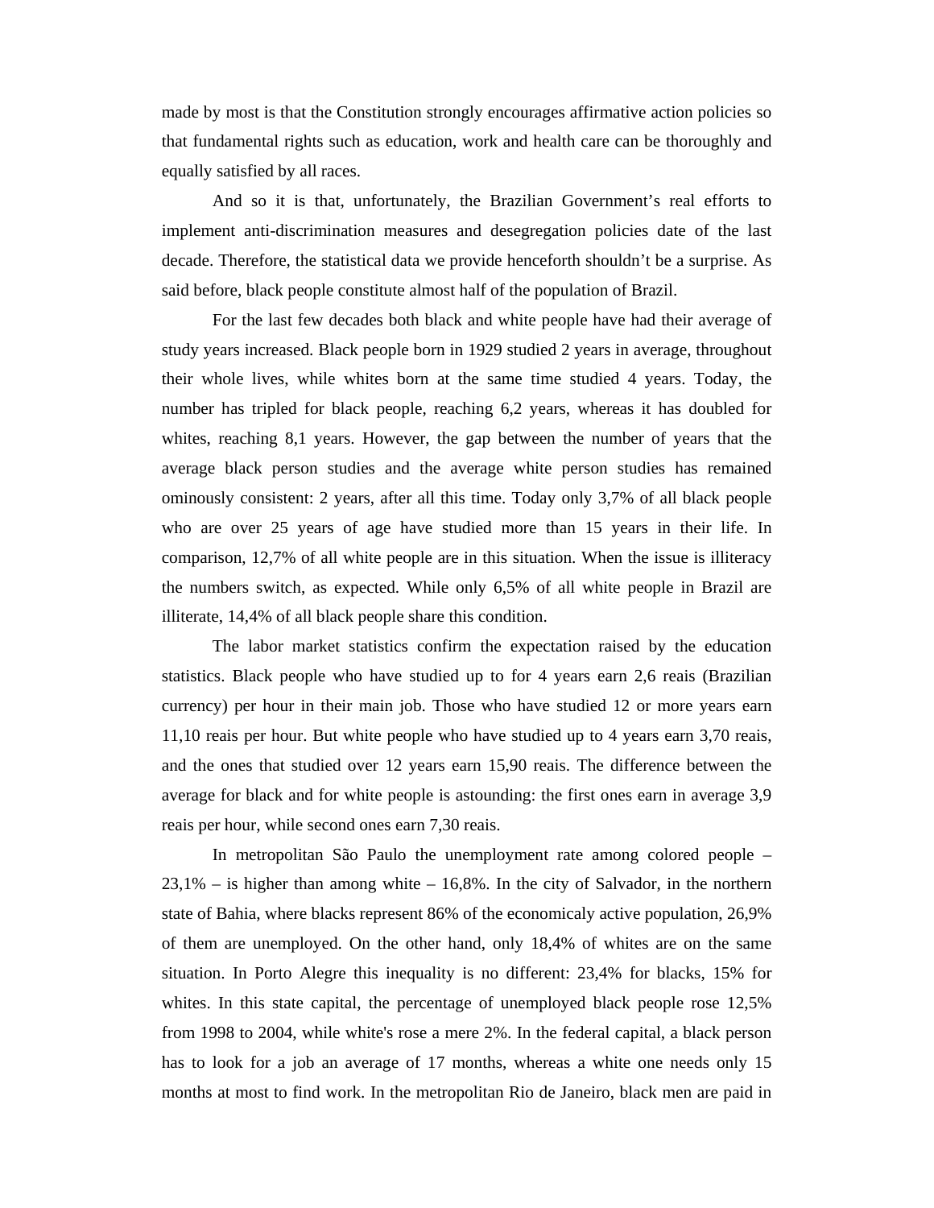made by most is that the Constitution strongly encourages affirmative action policies so that fundamental rights such as education, work and health care can be thoroughly and equally satisfied by all races.

And so it is that, unfortunately, the Brazilian Government's real efforts to implement anti-discrimination measures and desegregation policies date of the last decade. Therefore, the statistical data we provide henceforth shouldn't be a surprise. As said before, black people constitute almost half of the population of Brazil.

For the last few decades both black and white people have had their average of study years increased. Black people born in 1929 studied 2 years in average, throughout their whole lives, while whites born at the same time studied 4 years. Today, the number has tripled for black people, reaching 6,2 years, whereas it has doubled for whites, reaching 8,1 years. However, the gap between the number of years that the average black person studies and the average white person studies has remained ominously consistent: 2 years, after all this time. Today only 3,7% of all black people who are over 25 years of age have studied more than 15 years in their life. In comparison, 12,7% of all white people are in this situation. When the issue is illiteracy the numbers switch, as expected. While only 6,5% of all white people in Brazil are illiterate, 14,4% of all black people share this condition.

The labor market statistics confirm the expectation raised by the education statistics. Black people who have studied up to for 4 years earn 2,6 reais (Brazilian currency) per hour in their main job. Those who have studied 12 or more years earn 11,10 reais per hour. But white people who have studied up to 4 years earn 3,70 reais, and the ones that studied over 12 years earn 15,90 reais. The difference between the average for black and for white people is astounding: the first ones earn in average 3,9 reais per hour, while second ones earn 7,30 reais.

In metropolitan São Paulo the unemployment rate among colored people – 23,1% – is higher than among white – 16,8%. In the city of Salvador, in the northern state of Bahia, where blacks represent 86% of the economicaly active population, 26,9% of them are unemployed. On the other hand, only 18,4% of whites are on the same situation. In Porto Alegre this inequality is no different: 23,4% for blacks, 15% for whites. In this state capital, the percentage of unemployed black people rose 12,5% from 1998 to 2004, while white's rose a mere 2%. In the federal capital, a black person has to look for a job an average of 17 months, whereas a white one needs only 15 months at most to find work. In the metropolitan Rio de Janeiro, black men are paid in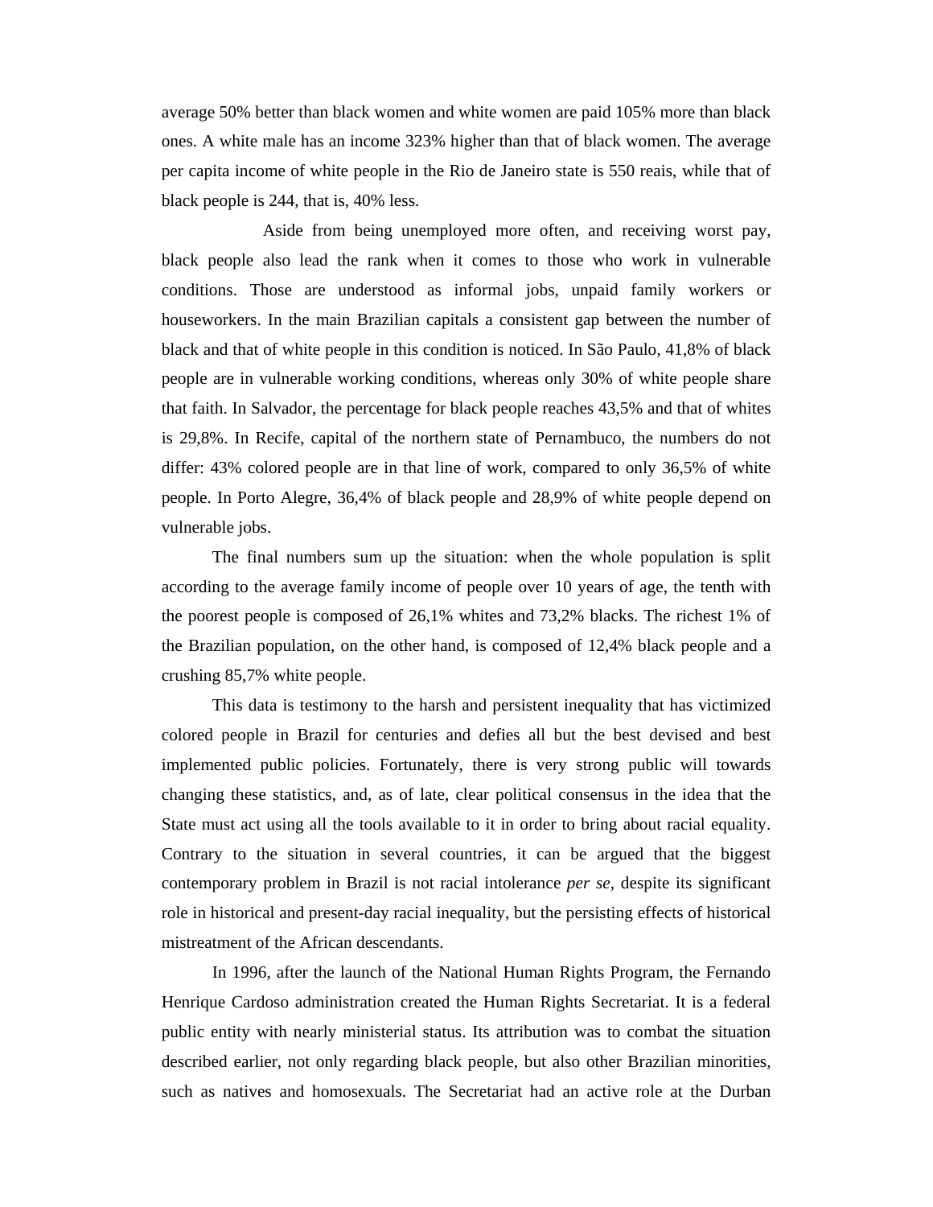average 50% better than black women and white women are paid 105% more than black ones. A white male has an income 323% higher than that of black women. The average per capita income of white people in the Rio de Janeiro state is 550 reais, while that of black people is 244, that is, 40% less.

Aside from being unemployed more often, and receiving worst pay, black people also lead the rank when it comes to those who work in vulnerable conditions. Those are understood as informal jobs, unpaid family workers or houseworkers. In the main Brazilian capitals a consistent gap between the number of black and that of white people in this condition is noticed. In São Paulo, 41,8% of black people are in vulnerable working conditions, whereas only 30% of white people share that faith. In Salvador, the percentage for black people reaches 43,5% and that of whites is 29,8%. In Recife, capital of the northern state of Pernambuco, the numbers do not differ: 43% colored people are in that line of work, compared to only 36,5% of white people. In Porto Alegre, 36,4% of black people and 28,9% of white people depend on vulnerable jobs.

The final numbers sum up the situation: when the whole population is split according to the average family income of people over 10 years of age, the tenth with the poorest people is composed of 26,1% whites and 73,2% blacks. The richest 1% of the Brazilian population, on the other hand, is composed of 12,4% black people and a crushing 85,7% white people.

This data is testimony to the harsh and persistent inequality that has victimized colored people in Brazil for centuries and defies all but the best devised and best implemented public policies. Fortunately, there is very strong public will towards changing these statistics, and, as of late, clear political consensus in the idea that the State must act using all the tools available to it in order to bring about racial equality. Contrary to the situation in several countries, it can be argued that the biggest contemporary problem in Brazil is not racial intolerance *per se*, despite its significant role in historical and present-day racial inequality, but the persisting effects of historical mistreatment of the African descendants.

In 1996, after the launch of the National Human Rights Program, the Fernando Henrique Cardoso administration created the Human Rights Secretariat. It is a federal public entity with nearly ministerial status. Its attribution was to combat the situation described earlier, not only regarding black people, but also other Brazilian minorities, such as natives and homosexuals. The Secretariat had an active role at the Durban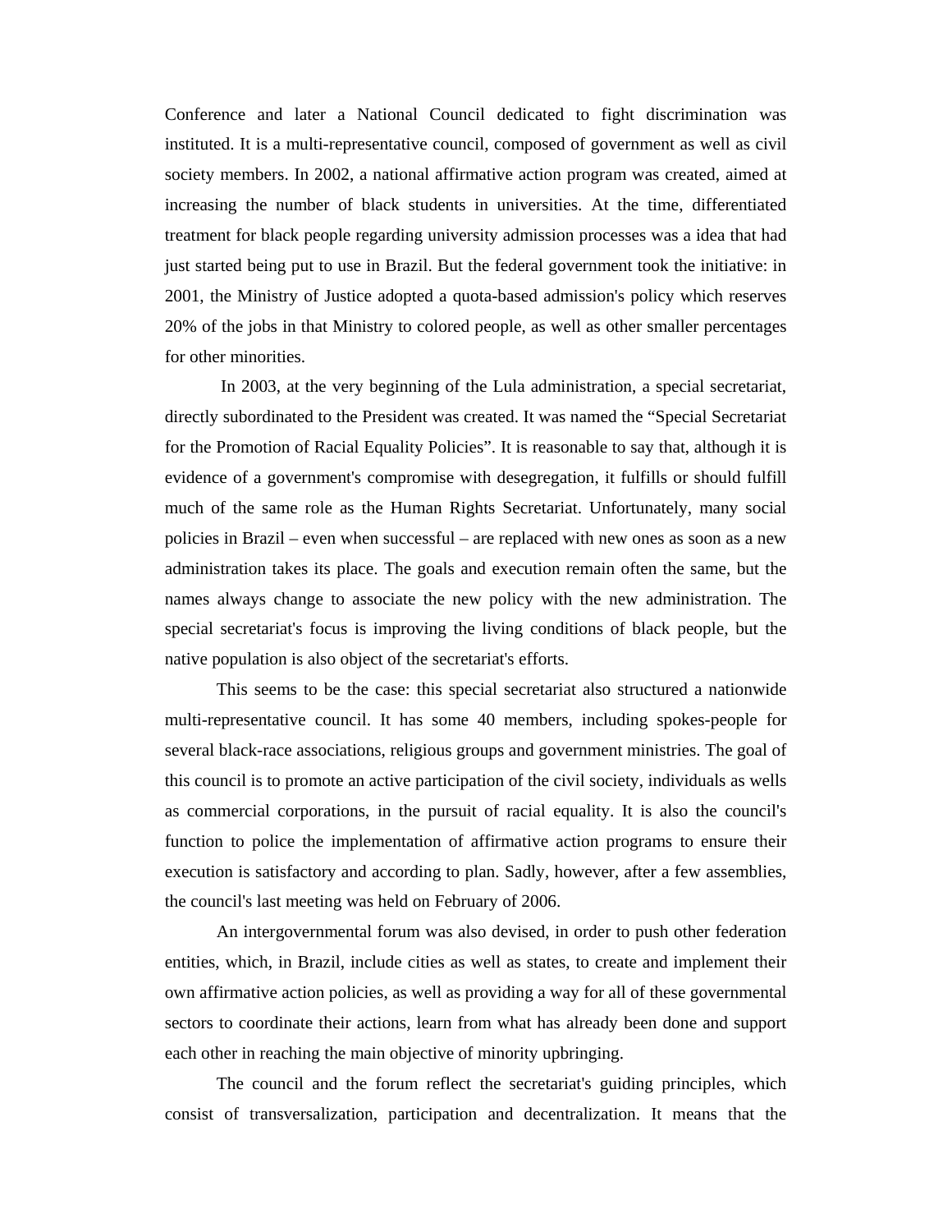Conference and later a National Council dedicated to fight discrimination was instituted. It is a multi-representative council, composed of government as well as civil society members. In 2002, a national affirmative action program was created, aimed at increasing the number of black students in universities. At the time, differentiated treatment for black people regarding university admission processes was a idea that had just started being put to use in Brazil. But the federal government took the initiative: in 2001, the Ministry of Justice adopted a quota-based admission's policy which reserves 20% of the jobs in that Ministry to colored people, as well as other smaller percentages for other minorities.

In 2003, at the very beginning of the Lula administration, a special secretariat, directly subordinated to the President was created. It was named the "Special Secretariat for the Promotion of Racial Equality Policies". It is reasonable to say that, although it is evidence of a government's compromise with desegregation, it fulfills or should fulfill much of the same role as the Human Rights Secretariat. Unfortunately, many social policies in Brazil – even when successful – are replaced with new ones as soon as a new administration takes its place. The goals and execution remain often the same, but the names always change to associate the new policy with the new administration. The special secretariat's focus is improving the living conditions of black people, but the native population is also object of the secretariat's efforts.

This seems to be the case: this special secretariat also structured a nationwide multi-representative council. It has some 40 members, including spokes-people for several black-race associations, religious groups and government ministries. The goal of this council is to promote an active participation of the civil society, individuals as wells as commercial corporations, in the pursuit of racial equality. It is also the council's function to police the implementation of affirmative action programs to ensure their execution is satisfactory and according to plan. Sadly, however, after a few assemblies, the council's last meeting was held on February of 2006.

An intergovernmental forum was also devised, in order to push other federation entities, which, in Brazil, include cities as well as states, to create and implement their own affirmative action policies, as well as providing a way for all of these governmental sectors to coordinate their actions, learn from what has already been done and support each other in reaching the main objective of minority upbringing.

The council and the forum reflect the secretariat's guiding principles, which consist of transversalization, participation and decentralization. It means that the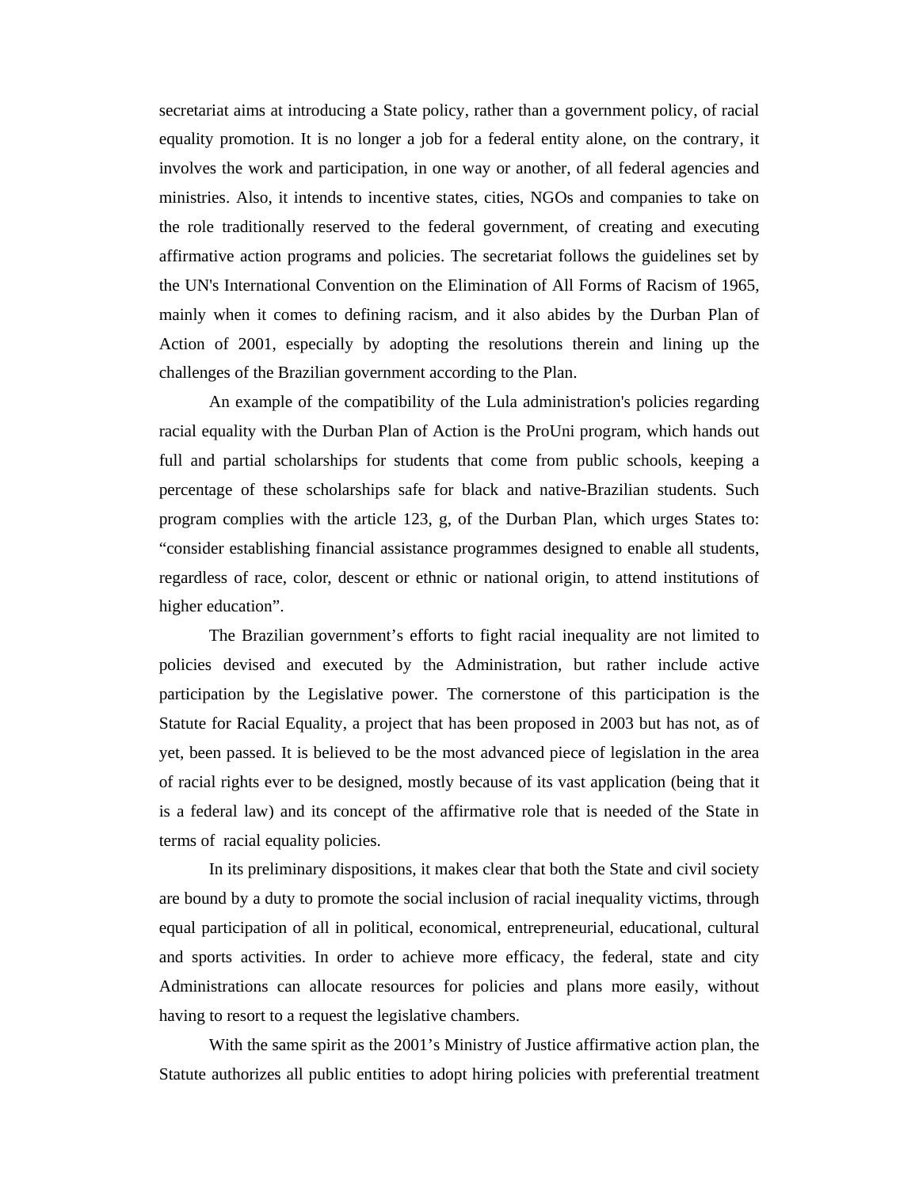secretariat aims at introducing a State policy, rather than a government policy, of racial equality promotion. It is no longer a job for a federal entity alone, on the contrary, it involves the work and participation, in one way or another, of all federal agencies and ministries. Also, it intends to incentive states, cities, NGOs and companies to take on the role traditionally reserved to the federal government, of creating and executing affirmative action programs and policies. The secretariat follows the guidelines set by the UN's International Convention on the Elimination of All Forms of Racism of 1965, mainly when it comes to defining racism, and it also abides by the Durban Plan of Action of 2001, especially by adopting the resolutions therein and lining up the challenges of the Brazilian government according to the Plan.

An example of the compatibility of the Lula administration's policies regarding racial equality with the Durban Plan of Action is the ProUni program, which hands out full and partial scholarships for students that come from public schools, keeping a percentage of these scholarships safe for black and native-Brazilian students. Such program complies with the article 123, g, of the Durban Plan, which urges States to: “consider establishing financial assistance programmes designed to enable all students, regardless of race, color, descent or ethnic or national origin, to attend institutions of higher education”.

The Brazilian government’s efforts to fight racial inequality are not limited to policies devised and executed by the Administration, but rather include active participation by the Legislative power. The cornerstone of this participation is the Statute for Racial Equality, a project that has been proposed in 2003 but has not, as of yet, been passed. It is believed to be the most advanced piece of legislation in the area of racial rights ever to be designed, mostly because of its vast application (being that it is a federal law) and its concept of the affirmative role that is needed of the State in terms of racial equality policies.

In its preliminary dispositions, it makes clear that both the State and civil society are bound by a duty to promote the social inclusion of racial inequality victims, through equal participation of all in political, economical, entrepreneurial, educational, cultural and sports activities. In order to achieve more efficacy, the federal, state and city Administrations can allocate resources for policies and plans more easily, without having to resort to a request the legislative chambers.

With the same spirit as the 2001’s Ministry of Justice affirmative action plan, the Statute authorizes all public entities to adopt hiring policies with preferential treatment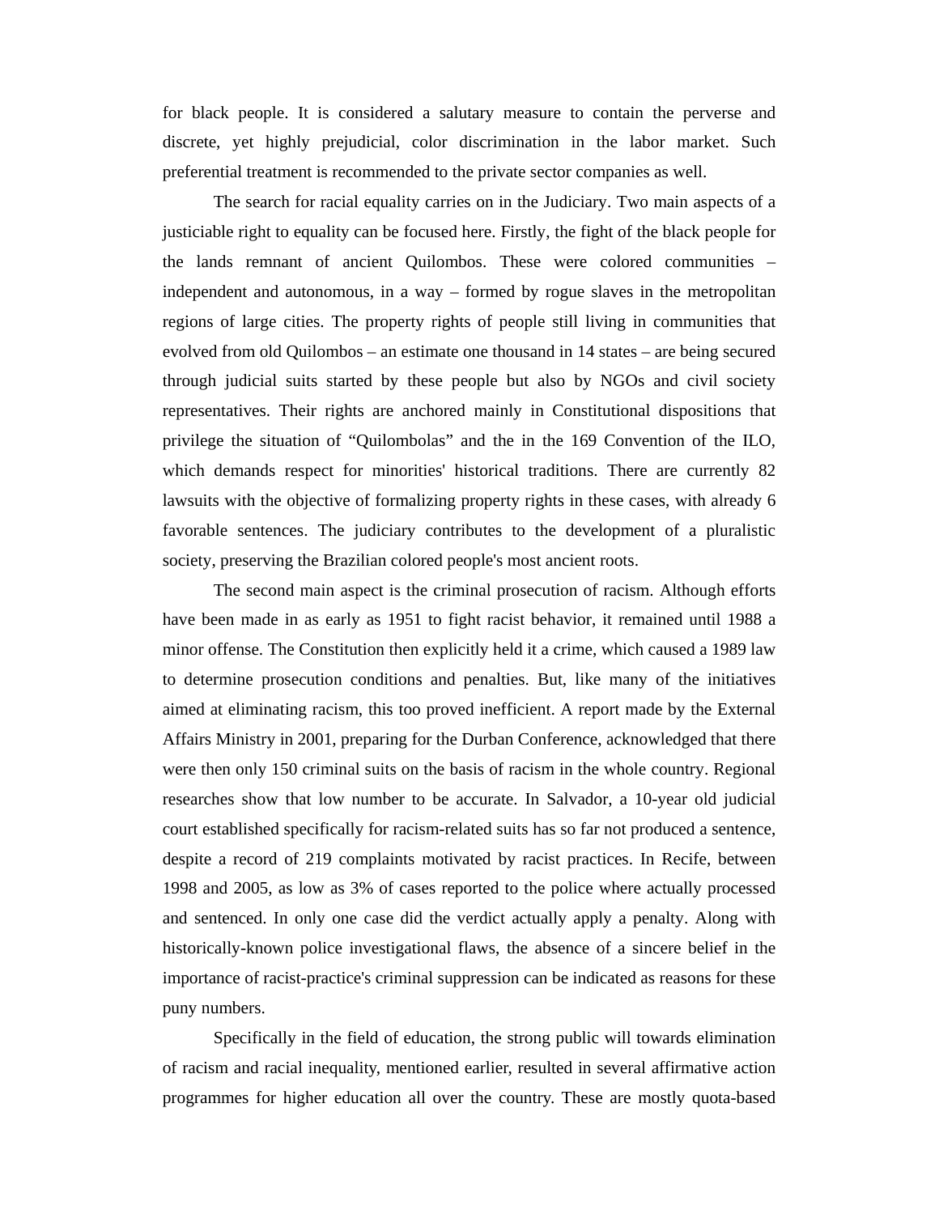for black people. It is considered a salutary measure to contain the perverse and discrete, yet highly prejudicial, color discrimination in the labor market. Such preferential treatment is recommended to the private sector companies as well.

The search for racial equality carries on in the Judiciary. Two main aspects of a justiciable right to equality can be focused here. Firstly, the fight of the black people for the lands remnant of ancient Quilombos. These were colored communities – independent and autonomous, in a way – formed by rogue slaves in the metropolitan regions of large cities. The property rights of people still living in communities that evolved from old Quilombos – an estimate one thousand in 14 states – are being secured through judicial suits started by these people but also by NGOs and civil society representatives. Their rights are anchored mainly in Constitutional dispositions that privilege the situation of "Quilombolas" and the in the 169 Convention of the ILO, which demands respect for minorities' historical traditions. There are currently 82 lawsuits with the objective of formalizing property rights in these cases, with already 6 favorable sentences. The judiciary contributes to the development of a pluralistic society, preserving the Brazilian colored people's most ancient roots.

The second main aspect is the criminal prosecution of racism. Although efforts have been made in as early as 1951 to fight racist behavior, it remained until 1988 a minor offense. The Constitution then explicitly held it a crime, which caused a 1989 law to determine prosecution conditions and penalties. But, like many of the initiatives aimed at eliminating racism, this too proved inefficient. A report made by the External Affairs Ministry in 2001, preparing for the Durban Conference, acknowledged that there were then only 150 criminal suits on the basis of racism in the whole country. Regional researches show that low number to be accurate. In Salvador, a 10-year old judicial court established specifically for racism-related suits has so far not produced a sentence, despite a record of 219 complaints motivated by racist practices. In Recife, between 1998 and 2005, as low as 3% of cases reported to the police where actually processed and sentenced. In only one case did the verdict actually apply a penalty. Along with historically-known police investigational flaws, the absence of a sincere belief in the importance of racist-practice's criminal suppression can be indicated as reasons for these puny numbers.

Specifically in the field of education, the strong public will towards elimination of racism and racial inequality, mentioned earlier, resulted in several affirmative action programmes for higher education all over the country. These are mostly quota-based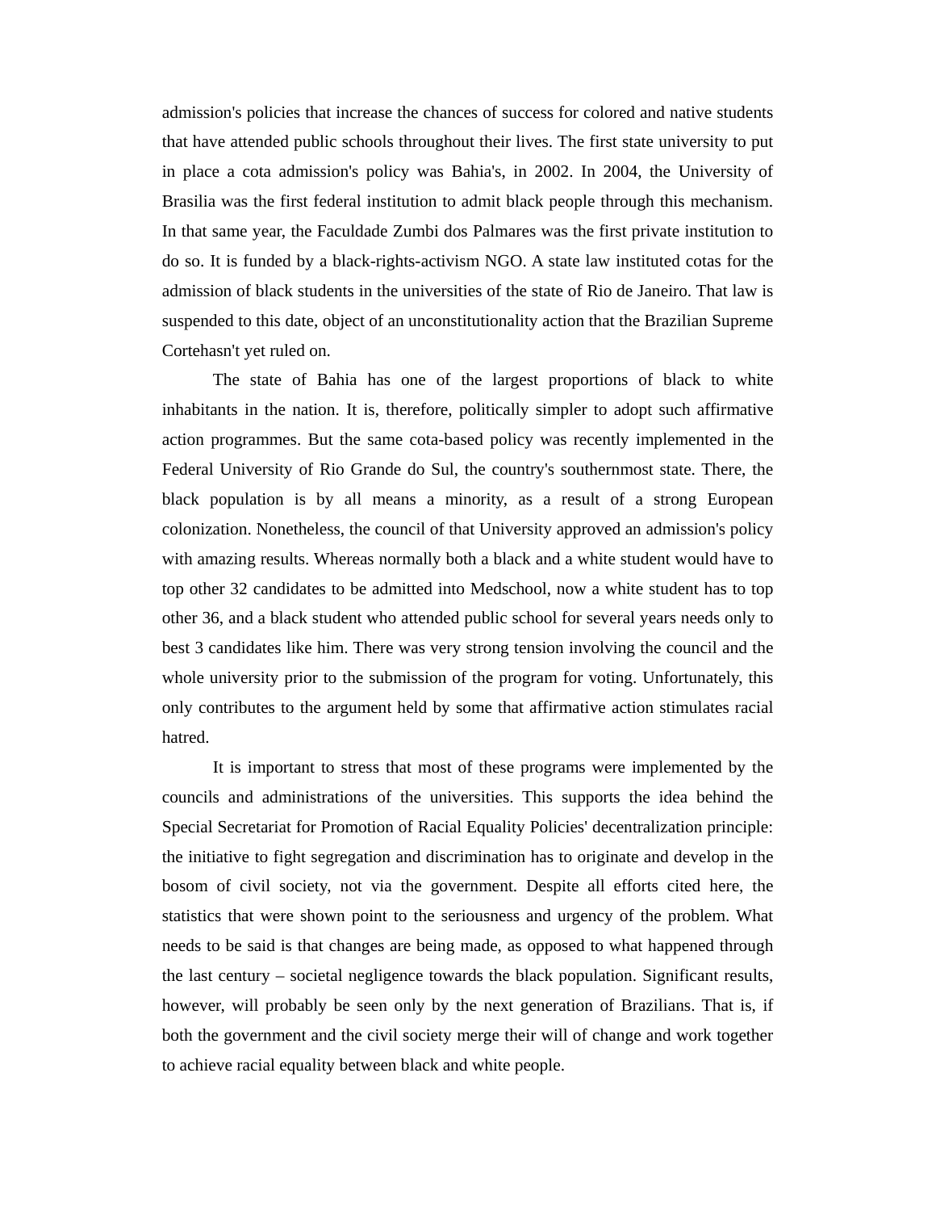admission's policies that increase the chances of success for colored and native students that have attended public schools throughout their lives. The first state university to put in place a cota admission's policy was Bahia's, in 2002. In 2004, the University of Brasilia was the first federal institution to admit black people through this mechanism. In that same year, the Faculdade Zumbi dos Palmares was the first private institution to do so. It is funded by a black-rights-activism NGO. A state law instituted cotas for the admission of black students in the universities of the state of Rio de Janeiro. That law is suspended to this date, object of an unconstitutionality action that the Brazilian Supreme Cortehasn't yet ruled on.

The state of Bahia has one of the largest proportions of black to white inhabitants in the nation. It is, therefore, politically simpler to adopt such affirmative action programmes. But the same cota-based policy was recently implemented in the Federal University of Rio Grande do Sul, the country's southernmost state. There, the black population is by all means a minority, as a result of a strong European colonization. Nonetheless, the council of that University approved an admission's policy with amazing results. Whereas normally both a black and a white student would have to top other 32 candidates to be admitted into Medschool, now a white student has to top other 36, and a black student who attended public school for several years needs only to best 3 candidates like him. There was very strong tension involving the council and the whole university prior to the submission of the program for voting. Unfortunately, this only contributes to the argument held by some that affirmative action stimulates racial hatred.

It is important to stress that most of these programs were implemented by the councils and administrations of the universities. This supports the idea behind the Special Secretariat for Promotion of Racial Equality Policies' decentralization principle: the initiative to fight segregation and discrimination has to originate and develop in the bosom of civil society, not via the government. Despite all efforts cited here, the statistics that were shown point to the seriousness and urgency of the problem. What needs to be said is that changes are being made, as opposed to what happened through the last century – societal negligence towards the black population. Significant results, however, will probably be seen only by the next generation of Brazilians. That is, if both the government and the civil society merge their will of change and work together to achieve racial equality between black and white people.